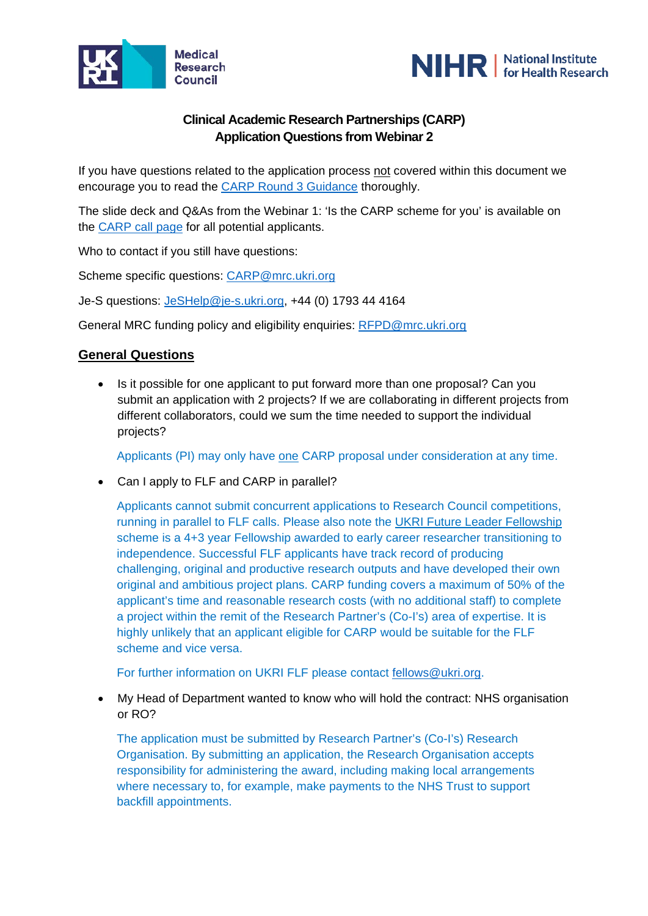**Clinical Academic Research Partnerships (CARP)**
**Application Questions from Webinar 2**

If you have questions related to the application process not covered within this document we encourage you to read the CARP Round 3 Guidance thoroughly.

The slide deck and Q&As from the Webinar 1: 'Is the CARP scheme for you' is available on the CARP call page for all potential applicants.

Who to contact if you still have questions:

Scheme specific questions: CARP@mrc.ukri.org

Je-S questions: JeSHelp@je-s.ukri.org, +44 (0) 1793 44 4164

General MRC funding policy and eligibility enquiries: RFPD@mrc.ukri.org

## General Questions

- Is it possible for one applicant to put forward more than one proposal? Can you submit an application with 2 projects? If we are collaborating in different projects from different collaborators, could we sum the time needed to support the individual projects?

  Applicants (PI) may only have one CARP proposal under consideration at any time.

- Can I apply to FLF and CARP in parallel?

  Applicants cannot submit concurrent applications to Research Council competitions, running in parallel to FLF calls. Please also note the UKRI Future Leader Fellowship scheme is a 4+3 year Fellowship awarded to early career researcher transitioning to independence. Successful FLF applicants have track record of producing challenging, original and productive research outputs and have developed their own original and ambitious project plans. CARP funding covers a maximum of 50% of the applicant's time and reasonable research costs (with no additional staff) to complete a project within the remit of the Research Partner's (Co-I's) area of expertise. It is highly unlikely that an applicant eligible for CARP would be suitable for the FLF scheme and vice versa.

  For further information on UKRI FLF please contact fellows@ukri.org.

- My Head of Department wanted to know who will hold the contract: NHS organisation or RO?

  The application must be submitted by Research Partner's (Co-I's) Research Organisation. By submitting an application, the Research Organisation accepts responsibility for administering the award, including making local arrangements where necessary to, for example, make payments to the NHS Trust to support backfill appointments.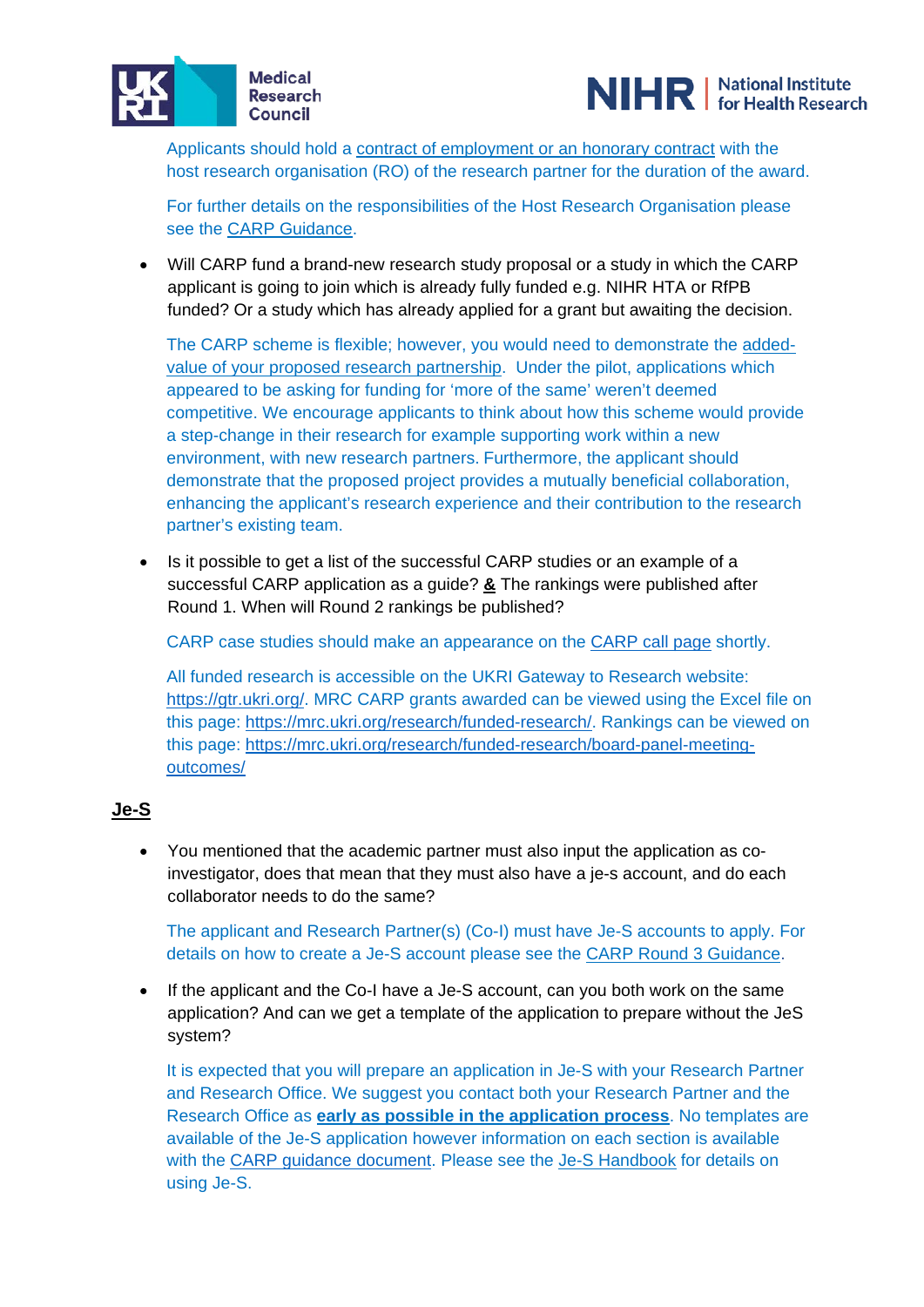Applicants should hold a contract of employment or an honorary contract with the host research organisation (RO) of the research partner for the duration of the award.

For further details on the responsibilities of the Host Research Organisation please see the CARP Guidance.

- Will CARP fund a brand-new research study proposal or a study in which the CARP applicant is going to join which is already fully funded e.g. NIHR HTA or RfPB funded? Or a study which has already applied for a grant but awaiting the decision.

  The CARP scheme is flexible; however, you would need to demonstrate the added-value of your proposed research partnership. Under the pilot, applications which appeared to be asking for funding for 'more of the same' weren't deemed competitive. We encourage applicants to think about how this scheme would provide a step-change in their research for example supporting work within a new environment, with new research partners. Furthermore, the applicant should demonstrate that the proposed project provides a mutually beneficial collaboration, enhancing the applicant's research experience and their contribution to the research partner's existing team.

- Is it possible to get a list of the successful CARP studies or an example of a successful CARP application as a guide? **&** The rankings were published after Round 1. When will Round 2 rankings be published?

  CARP case studies should make an appearance on the CARP call page shortly.

  All funded research is accessible on the UKRI Gateway to Research website: https://gtr.ukri.org/. MRC CARP grants awarded can be viewed using the Excel file on this page: https://mrc.ukri.org/research/funded-research/. Rankings can be viewed on this page: https://mrc.ukri.org/research/funded-research/board-panel-meeting-outcomes/

## Je-S

- You mentioned that the academic partner must also input the application as co-investigator, does that mean that they must also have a je-s account, and do each collaborator needs to do the same?

  The applicant and Research Partner(s) (Co-I) must have Je-S accounts to apply. For details on how to create a Je-S account please see the CARP Round 3 Guidance.

- If the applicant and the Co-I have a Je-S account, can you both work on the same application? And can we get a template of the application to prepare without the JeS system?

  It is expected that you will prepare an application in Je-S with your Research Partner and Research Office. We suggest you contact both your Research Partner and the Research Office as **early as possible in the application process**. No templates are available of the Je-S application however information on each section is available with the CARP guidance document. Please see the Je-S Handbook for details on using Je-S.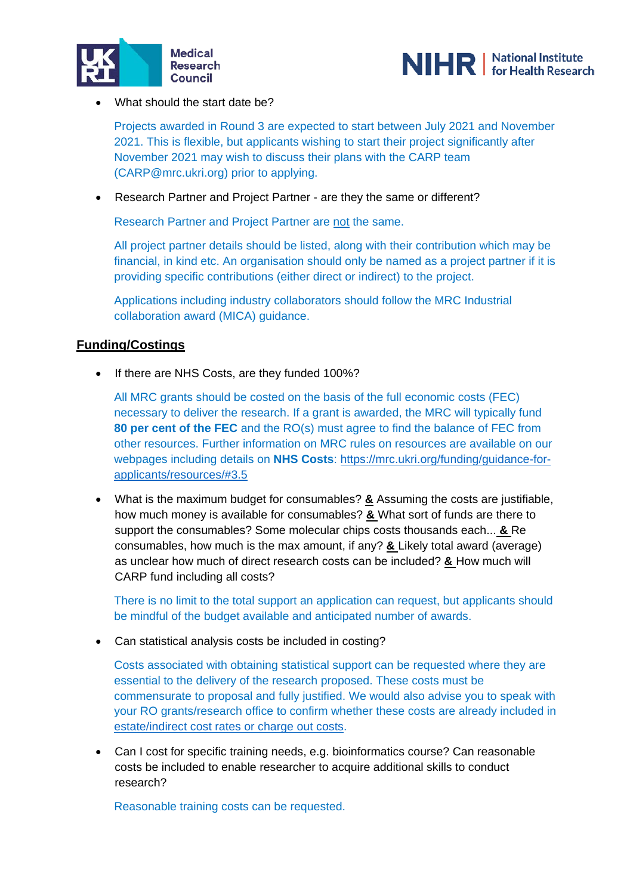- What should the start date be?

  Projects awarded in Round 3 are expected to start between July 2021 and November 2021. This is flexible, but applicants wishing to start their project significantly after November 2021 may wish to discuss their plans with the CARP team (CARP@mrc.ukri.org) prior to applying.

- Research Partner and Project Partner - are they the same or different?

  Research Partner and Project Partner are <u>not</u> the same.

  All project partner details should be listed, along with their contribution which may be financial, in kind etc. An organisation should only be named as a project partner if it is providing specific contributions (either direct or indirect) to the project.

  Applications including industry collaborators should follow the MRC Industrial collaboration award (MICA) guidance.

## <u>Funding/Costings</u>

- If there are NHS Costs, are they funded 100%?

  All MRC grants should be costed on the basis of the full economic costs (FEC) necessary to deliver the research. If a grant is awarded, the MRC will typically fund **80 per cent of the FEC** and the RO(s) must agree to find the balance of FEC from other resources. Further information on MRC rules on resources are available on our webpages including details on **NHS Costs**: https://mrc.ukri.org/funding/guidance-for-applicants/resources/#3.5

- What is the maximum budget for consumables? **&** Assuming the costs are justifiable, how much money is available for consumables? **&** What sort of funds are there to support the consumables? Some molecular chips costs thousands each... **&** Re consumables, how much is the max amount, if any? **&** Likely total award (average) as unclear how much of direct research costs can be included? **&** How much will CARP fund including all costs?

  There is no limit to the total support an application can request, but applicants should be mindful of the budget available and anticipated number of awards.

- Can statistical analysis costs be included in costing?

  Costs associated with obtaining statistical support can be requested where they are essential to the delivery of the research proposed. These costs must be commensurate to proposal and fully justified. We would also advise you to speak with your RO grants/research office to confirm whether these costs are already included in <u>estate/indirect cost rates or charge out costs</u>.

- Can I cost for specific training needs, e.g. bioinformatics course? Can reasonable costs be included to enable researcher to acquire additional skills to conduct research?

  Reasonable training costs can be requested.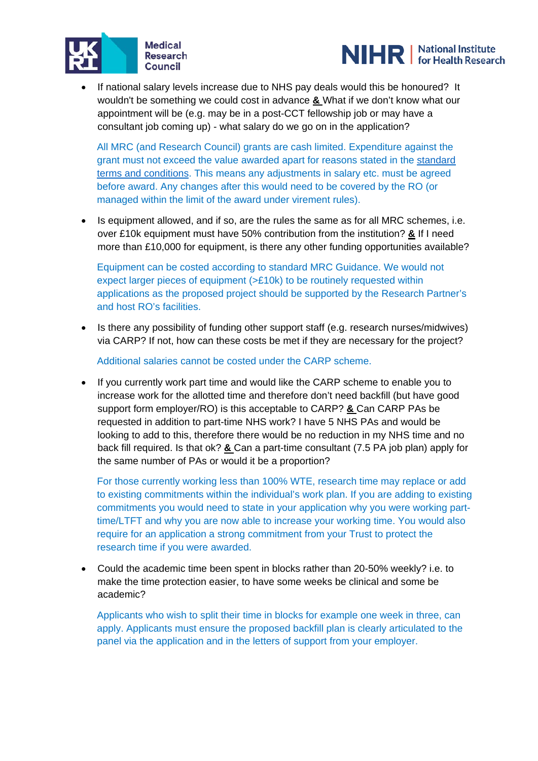- If national salary levels increase due to NHS pay deals would this be honoured? It wouldn't be something we could cost in advance **&** What if we don't know what our appointment will be (e.g. may be in a post-CCT fellowship job or may have a consultant job coming up) - what salary do we go on in the application?

  All MRC (and Research Council) grants are cash limited. Expenditure against the grant must not exceed the value awarded apart for reasons stated in the standard terms and conditions. This means any adjustments in salary etc. must be agreed before award. Any changes after this would need to be covered by the RO (or managed within the limit of the award under virement rules).

- Is equipment allowed, and if so, are the rules the same as for all MRC schemes, i.e. over £10k equipment must have 50% contribution from the institution? **&** If I need more than £10,000 for equipment, is there any other funding opportunities available?

  Equipment can be costed according to standard MRC Guidance. We would not expect larger pieces of equipment (>£10k) to be routinely requested within applications as the proposed project should be supported by the Research Partner's and host RO's facilities.

- Is there any possibility of funding other support staff (e.g. research nurses/midwives) via CARP? If not, how can these costs be met if they are necessary for the project?

  Additional salaries cannot be costed under the CARP scheme.

- If you currently work part time and would like the CARP scheme to enable you to increase work for the allotted time and therefore don't need backfill (but have good support form employer/RO) is this acceptable to CARP? **&** Can CARP PAs be requested in addition to part-time NHS work? I have 5 NHS PAs and would be looking to add to this, therefore there would be no reduction in my NHS time and no back fill required. Is that ok? **&** Can a part-time consultant (7.5 PA job plan) apply for the same number of PAs or would it be a proportion?

  For those currently working less than 100% WTE, research time may replace or add to existing commitments within the individual's work plan. If you are adding to existing commitments you would need to state in your application why you were working part-time/LTFT and why you are now able to increase your working time. You would also require for an application a strong commitment from your Trust to protect the research time if you were awarded.

- Could the academic time been spent in blocks rather than 20-50% weekly? i.e. to make the time protection easier, to have some weeks be clinical and some be academic?

  Applicants who wish to split their time in blocks for example one week in three, can apply. Applicants must ensure the proposed backfill plan is clearly articulated to the panel via the application and in the letters of support from your employer.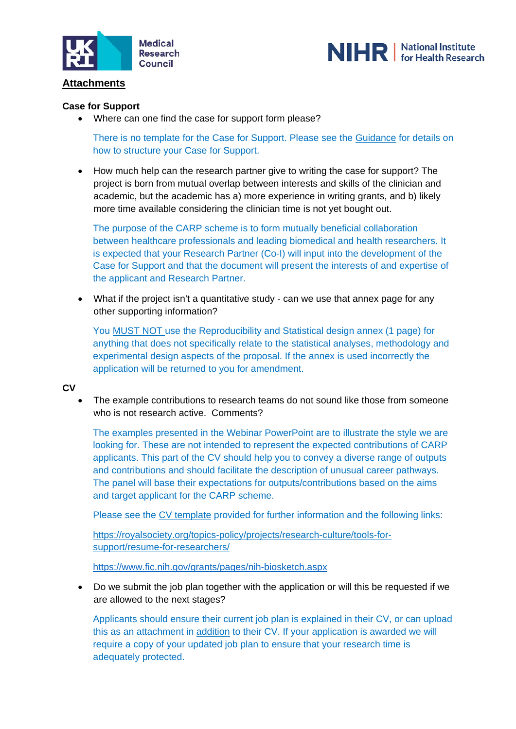## Attachments

### Case for Support

- Where can one find the case for support form please?

  There is no template for the Case for Support. Please see the Guidance for details on how to structure your Case for Support.

- How much help can the research partner give to writing the case for support? The project is born from mutual overlap between interests and skills of the clinician and academic, but the academic has a) more experience in writing grants, and b) likely more time available considering the clinician time is not yet bought out.

  The purpose of the CARP scheme is to form mutually beneficial collaboration between healthcare professionals and leading biomedical and health researchers. It is expected that your Research Partner (Co-I) will input into the development of the Case for Support and that the document will present the interests of and expertise of the applicant and Research Partner.

- What if the project isn't a quantitative study - can we use that annex page for any other supporting information?

  You MUST NOT use the Reproducibility and Statistical design annex (1 page) for anything that does not specifically relate to the statistical analyses, methodology and experimental design aspects of the proposal. If the annex is used incorrectly the application will be returned to you for amendment.

### CV

- The example contributions to research teams do not sound like those from someone who is not research active. Comments?

  The examples presented in the Webinar PowerPoint are to illustrate the style we are looking for. These are not intended to represent the expected contributions of CARP applicants. This part of the CV should help you to convey a diverse range of outputs and contributions and should facilitate the description of unusual career pathways. The panel will base their expectations for outputs/contributions based on the aims and target applicant for the CARP scheme.

  Please see the CV template provided for further information and the following links:

  https://royalsociety.org/topics-policy/projects/research-culture/tools-for-support/resume-for-researchers/

  https://www.fic.nih.gov/grants/pages/nih-biosketch.aspx

- Do we submit the job plan together with the application or will this be requested if we are allowed to the next stages?

  Applicants should ensure their current job plan is explained in their CV, or can upload this as an attachment in addition to their CV. If your application is awarded we will require a copy of your updated job plan to ensure that your research time is adequately protected.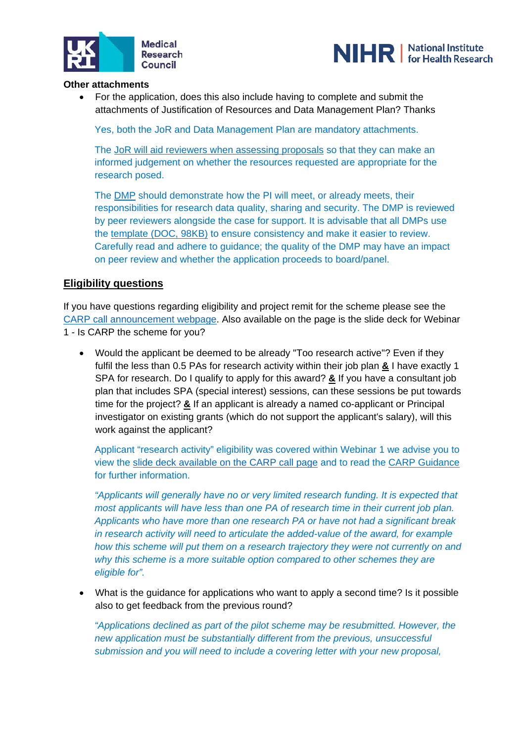**Other attachments**

- For the application, does this also include having to complete and submit the attachments of Justification of Resources and Data Management Plan? Thanks

  Yes, both the JoR and Data Management Plan are mandatory attachments.

  The JoR will aid reviewers when assessing proposals so that they can make an informed judgement on whether the resources requested are appropriate for the research posed.

  The DMP should demonstrate how the PI will meet, or already meets, their responsibilities for research data quality, sharing and security. The DMP is reviewed by peer reviewers alongside the case for support. It is advisable that all DMPs use the template (DOC, 98KB) to ensure consistency and make it easier to review. Carefully read and adhere to guidance; the quality of the DMP may have an impact on peer review and whether the application proceeds to board/panel.

## Eligibility questions

If you have questions regarding eligibility and project remit for the scheme please see the CARP call announcement webpage. Also available on the page is the slide deck for Webinar 1 - Is CARP the scheme for you?

- Would the applicant be deemed to be already "Too research active"? Even if they fulfil the less than 0.5 PAs for research activity within their job plan **&** I have exactly 1 SPA for research. Do I qualify to apply for this award? **&** If you have a consultant job plan that includes SPA (special interest) sessions, can these sessions be put towards time for the project? **&** If an applicant is already a named co-applicant or Principal investigator on existing grants (which do not support the applicant's salary), will this work against the applicant?

  Applicant "research activity" eligibility was covered within Webinar 1 we advise you to view the slide deck available on the CARP call page and to read the CARP Guidance for further information.

  *"Applicants will generally have no or very limited research funding. It is expected that most applicants will have less than one PA of research time in their current job plan. Applicants who have more than one research PA or have not had a significant break in research activity will need to articulate the added-value of the award, for example how this scheme will put them on a research trajectory they were not currently on and why this scheme is a more suitable option compared to other schemes they are eligible for".*

- What is the guidance for applications who want to apply a second time? Is it possible also to get feedback from the previous round?

  *"Applications declined as part of the pilot scheme may be resubmitted. However, the new application must be substantially different from the previous, unsuccessful submission and you will need to include a covering letter with your new proposal,*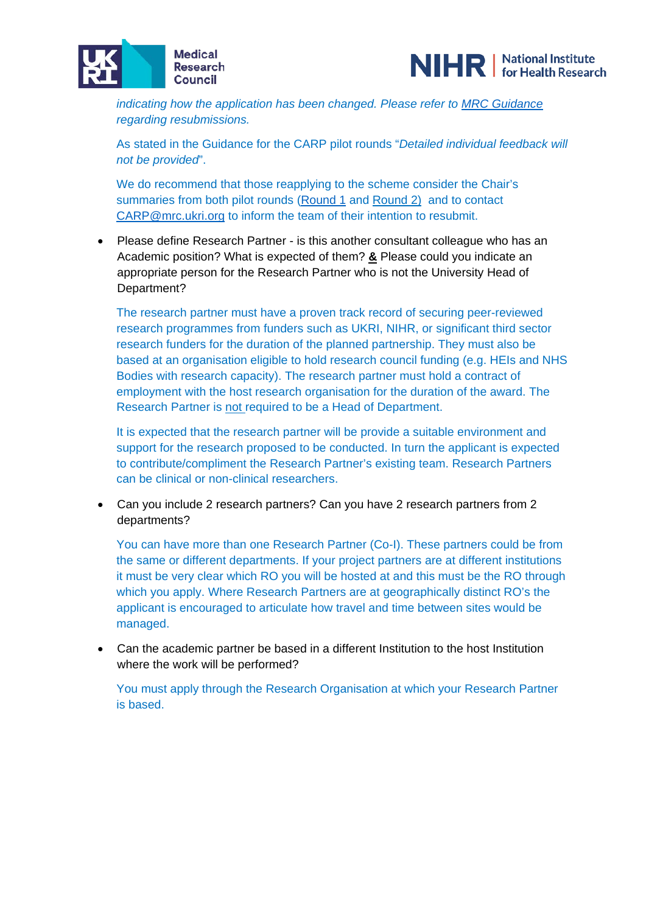*indicating how the application has been changed. Please refer to MRC Guidance regarding resubmissions.*

As stated in the Guidance for the CARP pilot rounds "*Detailed individual feedback will not be provided*".

We do recommend that those reapplying to the scheme consider the Chair's summaries from both pilot rounds (Round 1 and Round 2) and to contact CARP@mrc.ukri.org to inform the team of their intention to resubmit.

- Please define Research Partner - is this another consultant colleague who has an Academic position? What is expected of them? **&** Please could you indicate an appropriate person for the Research Partner who is not the University Head of Department?

  The research partner must have a proven track record of securing peer-reviewed research programmes from funders such as UKRI, NIHR, or significant third sector research funders for the duration of the planned partnership. They must also be based at an organisation eligible to hold research council funding (e.g. HEIs and NHS Bodies with research capacity). The research partner must hold a contract of employment with the host research organisation for the duration of the award. The Research Partner is not required to be a Head of Department.

  It is expected that the research partner will be provide a suitable environment and support for the research proposed to be conducted. In turn the applicant is expected to contribute/compliment the Research Partner's existing team. Research Partners can be clinical or non-clinical researchers.

- Can you include 2 research partners? Can you have 2 research partners from 2 departments?

  You can have more than one Research Partner (Co-I). These partners could be from the same or different departments. If your project partners are at different institutions it must be very clear which RO you will be hosted at and this must be the RO through which you apply. Where Research Partners are at geographically distinct RO's the applicant is encouraged to articulate how travel and time between sites would be managed.

- Can the academic partner be based in a different Institution to the host Institution where the work will be performed?

  You must apply through the Research Organisation at which your Research Partner is based.